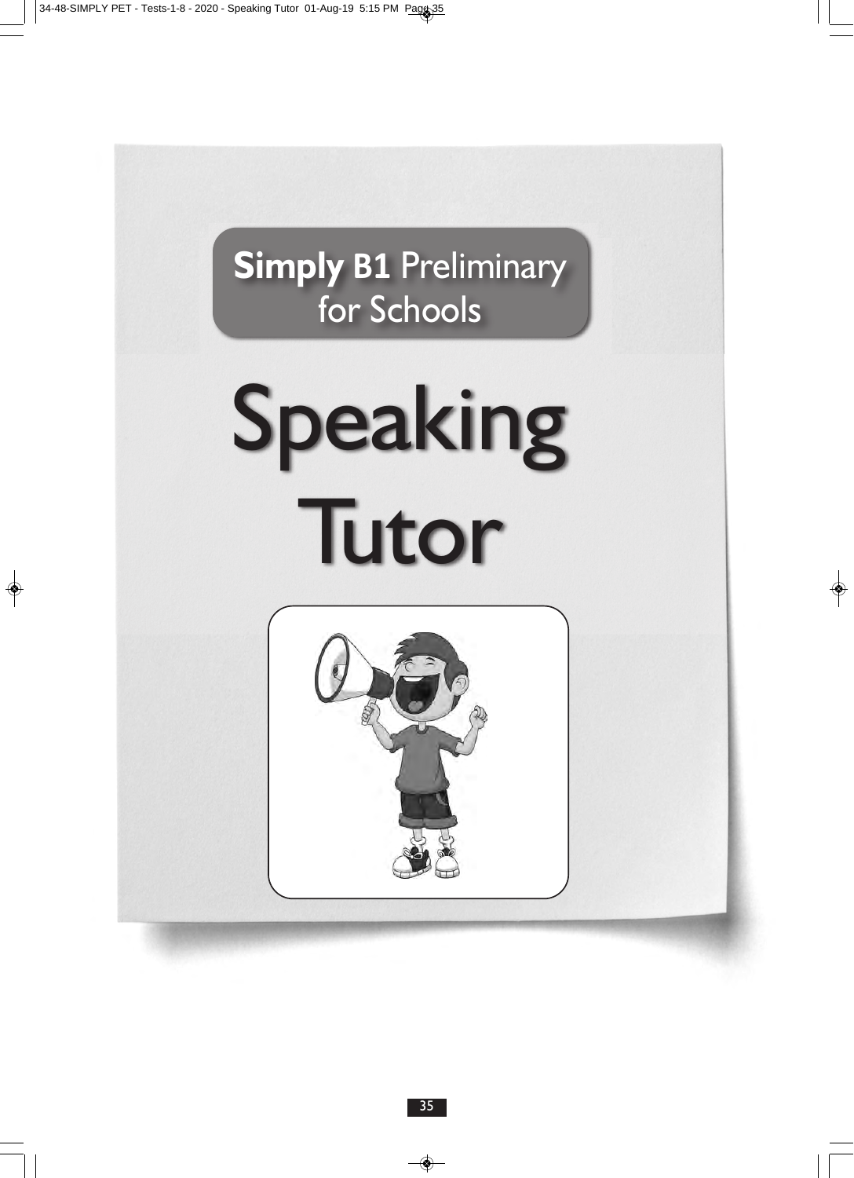**Simply B1** Preliminary for Schools

# Speaking Tutor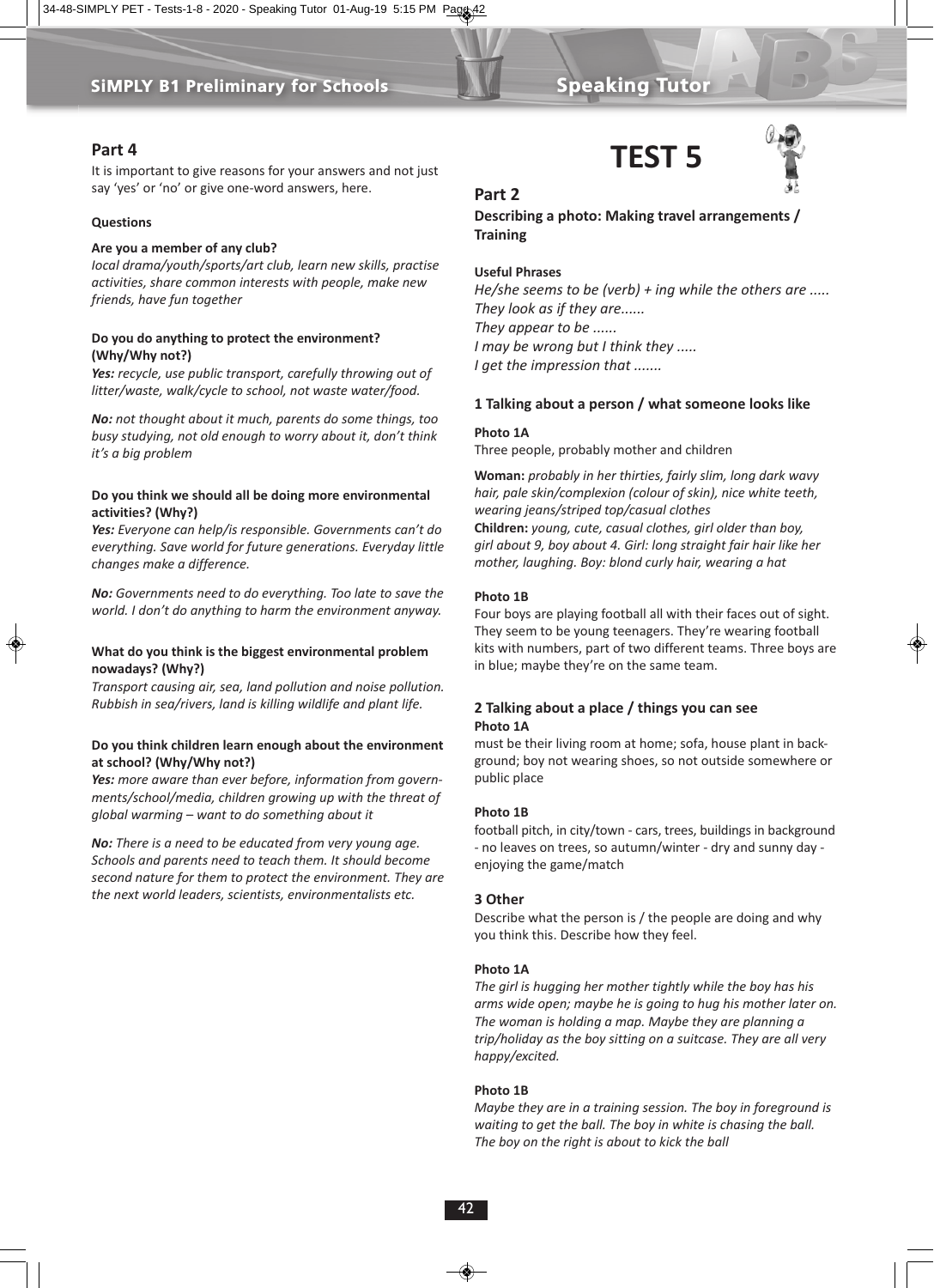## Part 4

It is important to give reasons for your answers and not just say 'yes' or 'no' or give one-word answers, here.

**Questions**

**Are you a member of any club?**

*local drama/youth/sports/art club, learn new skills, practise activities, share common interests with people, make new friends, have fun together*

**Do you do anything to protect the environment? (Why/Why not?)**

***Yes:*** *recycle, use public transport, carefully throwing out of litter/waste, walk/cycle to school, not waste water/food.*

***No:*** *not thought about it much, parents do some things, too busy studying, not old enough to worry about it, don't think it's a big problem*

**Do you think we should all be doing more environmental activities? (Why?)**

***Yes:*** *Everyone can help/is responsible. Governments can't do everything. Save world for future generations. Everyday little changes make a difference.*

***No:*** *Governments need to do everything. Too late to save the world. I don't do anything to harm the environment anyway.*

**What do you think is the biggest environmental problem nowadays? (Why?)**

*Transport causing air, sea, land pollution and noise pollution. Rubbish in sea/rivers, land is killing wildlife and plant life.*

**Do you think children learn enough about the environment at school? (Why/Why not?)**

***Yes:*** *more aware than ever before, information from governments/school/media, children growing up with the threat of global warming – want to do something about it*

***No:*** *There is a need to be educated from very young age. Schools and parents need to teach them. It should become second nature for them to protect the environment. They are the next world leaders, scientists, environmentalists etc.*

# TEST 5

## Part 2

**Describing a photo: Making travel arrangements / Training**

**Useful Phrases**

*He/she seems to be (verb) + ing while the others are .....*
*They look as if they are......*
*They appear to be ......*
*I may be wrong but I think they .....*
*I get the impression that .......*

### 1 Talking about a person / what someone looks like

**Photo 1A**

Three people, probably mother and children

**Woman:** *probably in her thirties, fairly slim, long dark wavy hair, pale skin/complexion (colour of skin), nice white teeth, wearing jeans/striped top/casual clothes*
**Children:** *young, cute, casual clothes, girl older than boy, girl about 9, boy about 4. Girl: long straight fair hair like her mother, laughing. Boy: blond curly hair, wearing a hat*

**Photo 1B**

Four boys are playing football all with their faces out of sight. They seem to be young teenagers. They're wearing football kits with numbers, part of two different teams. Three boys are in blue; maybe they're on the same team.

### 2 Talking about a place / things you can see

**Photo 1A**

must be their living room at home; sofa, house plant in background; boy not wearing shoes, so not outside somewhere or public place

**Photo 1B**

football pitch, in city/town - cars, trees, buildings in background - no leaves on trees, so autumn/winter - dry and sunny day - enjoying the game/match

### 3 Other

Describe what the person is / the people are doing and why you think this. Describe how they feel.

**Photo 1A**

*The girl is hugging her mother tightly while the boy has his arms wide open; maybe he is going to hug his mother later on. The woman is holding a map. Maybe they are planning a trip/holiday as the boy sitting on a suitcase. They are all very happy/excited.*

**Photo 1B**

*Maybe they are in a training session. The boy in foreground is waiting to get the ball. The boy in white is chasing the ball. The boy on the right is about to kick the ball*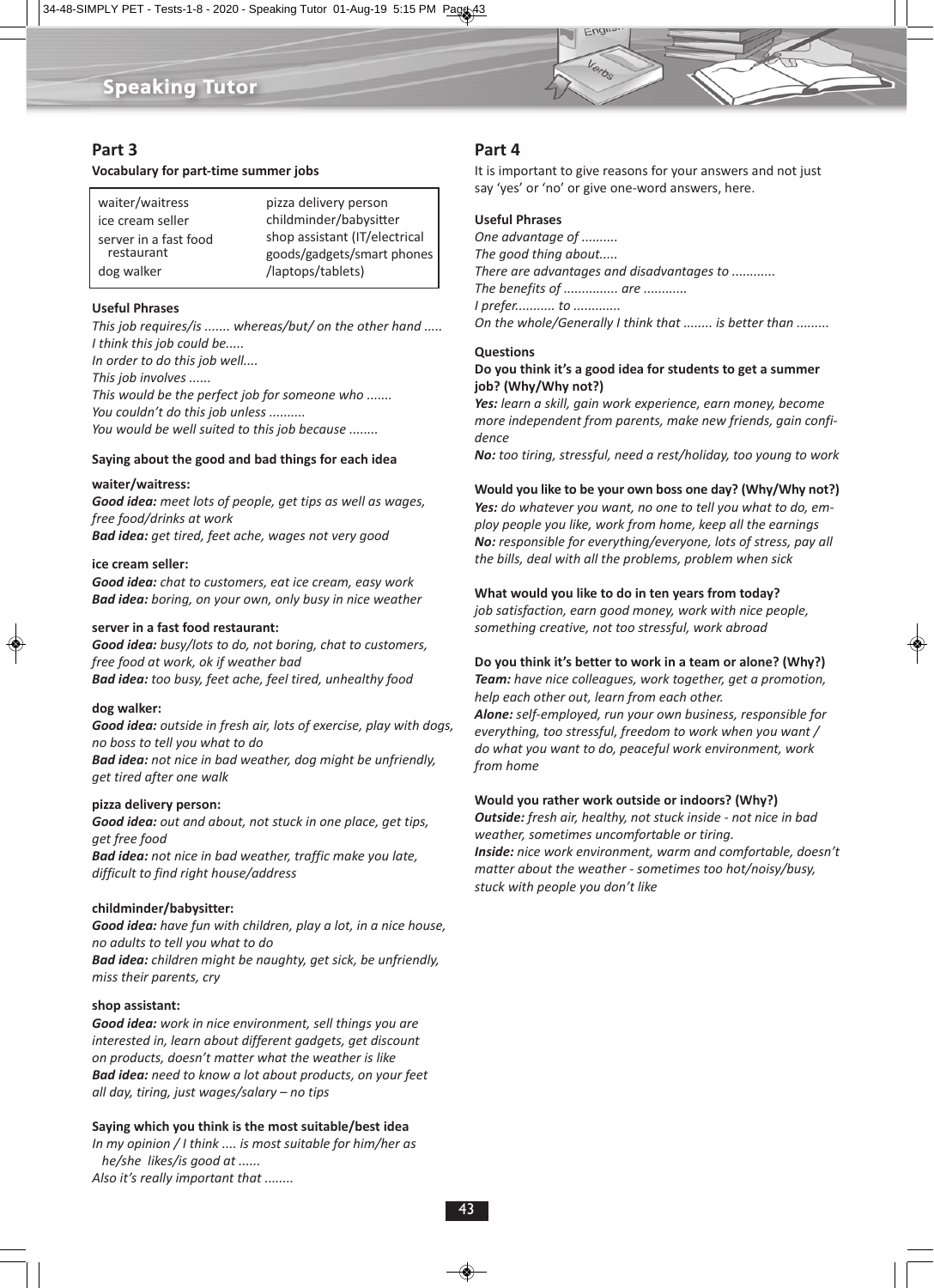# Speaking Tutor

## Part 3

**Vocabulary for part-time summer jobs**

| | |
|---|---|
| waiter/waitress | pizza delivery person |
| ice cream seller | childminder/babysitter |
| server in a fast food restaurant | shop assistant (IT/electrical goods/gadgets/smart phones/laptops/tablets) |
| dog walker | |

### Useful Phrases

*This job requires/is ....... whereas/but/ on the other hand .....*
*I think this job could be.....*
*In order to do this job well....*
*This job involves ......*
*This would be the perfect job for someone who .......*
*You couldn't do this job unless ..........*
*You would be well suited to this job because ........*

### Saying about the good and bad things for each idea

**waiter/waitress:**
***Good idea:*** *meet lots of people, get tips as well as wages, free food/drinks at work*
***Bad idea:*** *get tired, feet ache, wages not very good*

**ice cream seller:**
***Good idea:*** *chat to customers, eat ice cream, easy work*
***Bad idea:*** *boring, on your own, only busy in nice weather*

**server in a fast food restaurant:**
***Good idea:*** *busy/lots to do, not boring, chat to customers, free food at work, ok if weather bad*
***Bad idea:*** *too busy, feet ache, feel tired, unhealthy food*

**dog walker:**
***Good idea:*** *outside in fresh air, lots of exercise, play with dogs, no boss to tell you what to do*
***Bad idea:*** *not nice in bad weather, dog might be unfriendly, get tired after one walk*

**pizza delivery person:**
***Good idea:*** *out and about, not stuck in one place, get tips, get free food*
***Bad idea:*** *not nice in bad weather, traffic make you late, difficult to find right house/address*

**childminder/babysitter:**
***Good idea:*** *have fun with children, play a lot, in a nice house, no adults to tell you what to do*
***Bad idea:*** *children might be naughty, get sick, be unfriendly, miss their parents, cry*

**shop assistant:**
***Good idea:*** *work in nice environment, sell things you are interested in, learn about different gadgets, get discount on products, doesn't matter what the weather is like*
***Bad idea:*** *need to know a lot about products, on your feet all day, tiring, just wages/salary – no tips*

### Saying which you think is the most suitable/best idea

*In my opinion / I think .... is most suitable for him/her as he/she likes/is good at ......*
*Also it's really important that ........*

## Part 4

It is important to give reasons for your answers and not just say 'yes' or 'no' or give one-word answers, here.

### Useful Phrases

*One advantage of ..........*
*The good thing about.....*
*There are advantages and disadvantages to ............*
*The benefits of ............... are ............*
*I prefer........... to .............*
*On the whole/Generally I think that ........ is better than .........*

### Questions

**Do you think it's a good idea for students to get a summer job? (Why/Why not?)**
***Yes:*** *learn a skill, gain work experience, earn money, become more independent from parents, make new friends, gain confidence*
***No:*** *too tiring, stressful, need a rest/holiday, too young to work*

**Would you like to be your own boss one day? (Why/Why not?)**
***Yes:*** *do whatever you want, no one to tell you what to do, employ people you like, work from home, keep all the earnings*
***No:*** *responsible for everything/everyone, lots of stress, pay all the bills, deal with all the problems, problem when sick*

**What would you like to do in ten years from today?**
*job satisfaction, earn good money, work with nice people, something creative, not too stressful, work abroad*

**Do you think it's better to work in a team or alone? (Why?)**
***Team:*** *have nice colleagues, work together, get a promotion, help each other out, learn from each other.*
***Alone:*** *self-employed, run your own business, responsible for everything, too stressful, freedom to work when you want / do what you want to do, peaceful work environment, work from home*

**Would you rather work outside or indoors? (Why?)**
***Outside:*** *fresh air, healthy, not stuck inside - not nice in bad weather, sometimes uncomfortable or tiring.*
***Inside:*** *nice work environment, warm and comfortable, doesn't matter about the weather - sometimes too hot/noisy/busy, stuck with people you don't like*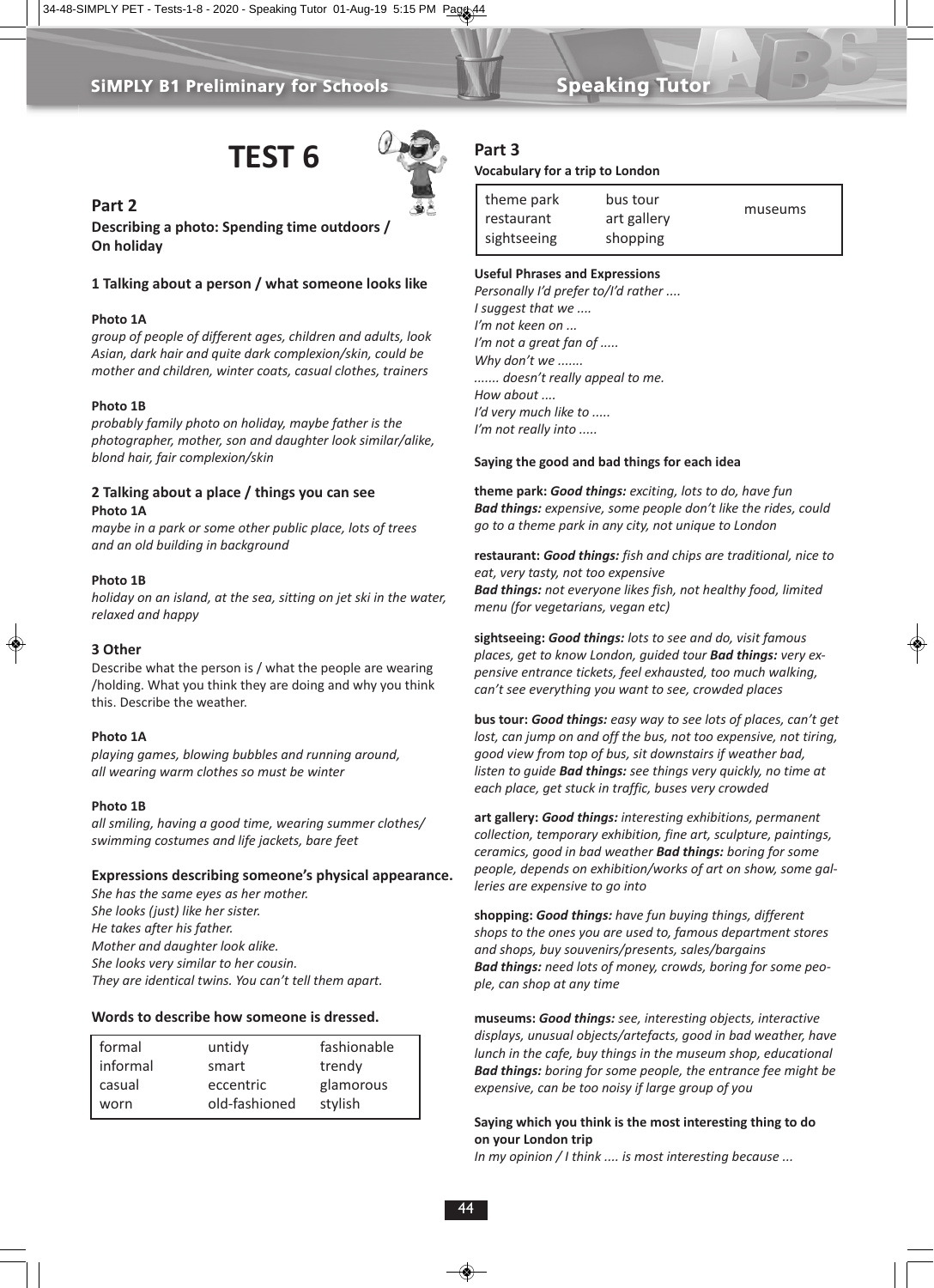# TEST 6

## Part 2

**Describing a photo: Spending time outdoors / On holiday**

### 1 Talking about a person / what someone looks like

**Photo 1A**

*group of people of different ages, children and adults, look Asian, dark hair and quite dark complexion/skin, could be mother and children, winter coats, casual clothes, trainers*

**Photo 1B**

*probably family photo on holiday, maybe father is the photographer, mother, son and daughter look similar/alike, blond hair, fair complexion/skin*

### 2 Talking about a place / things you can see

**Photo 1A**

*maybe in a park or some other public place, lots of trees and an old building in background*

**Photo 1B**

*holiday on an island, at the sea, sitting on jet ski in the water, relaxed and happy*

### 3 Other

Describe what the person is / what the people are wearing /holding. What you think they are doing and why you think this. Describe the weather.

**Photo 1A**

*playing games, blowing bubbles and running around, all wearing warm clothes so must be winter*

**Photo 1B**

*all smiling, having a good time, wearing summer clothes/ swimming costumes and life jackets, bare feet*

### Expressions describing someone's physical appearance.

*She has the same eyes as her mother.*
*She looks (just) like her sister.*
*He takes after his father.*
*Mother and daughter look alike.*
*She looks very similar to her cousin.*
*They are identical twins. You can't tell them apart.*

### Words to describe how someone is dressed.

| | | |
|---|---|---|
| formal | untidy | fashionable |
| informal | smart | trendy |
| casual | eccentric | glamorous |
| worn | old-fashioned | stylish |

## Part 3

**Vocabulary for a trip to London**

| | | |
|---|---|---|
| theme park | bus tour | museums |
| restaurant | art gallery | |
| sightseeing | shopping | |

**Useful Phrases and Expressions**

*Personally I'd prefer to/I'd rather ....*
*I suggest that we ....*
*I'm not keen on ...*
*I'm not a great fan of .....*
*Why don't we .......*
*....... doesn't really appeal to me.*
*How about ....*
*I'd very much like to .....*
*I'm not really into .....*

**Saying the good and bad things for each idea**

**theme park:** ***Good things:*** *exciting, lots to do, have fun* ***Bad things:*** *expensive, some people don't like the rides, could go to a theme park in any city, not unique to London*

**restaurant:** ***Good things:*** *fish and chips are traditional, nice to eat, very tasty, not too expensive* ***Bad things:*** *not everyone likes fish, not healthy food, limited menu (for vegetarians, vegan etc)*

**sightseeing:** ***Good things:*** *lots to see and do, visit famous places, get to know London, guided tour* ***Bad things:*** *very expensive entrance tickets, feel exhausted, too much walking, can't see everything you want to see, crowded places*

**bus tour:** ***Good things:*** *easy way to see lots of places, can't get lost, can jump on and off the bus, not too expensive, not tiring, good view from top of bus, sit downstairs if weather bad, listen to guide* ***Bad things:*** *see things very quickly, no time at each place, get stuck in traffic, buses very crowded*

**art gallery:** ***Good things:*** *interesting exhibitions, permanent collection, temporary exhibition, fine art, sculpture, paintings, ceramics, good in bad weather* ***Bad things:*** *boring for some people, depends on exhibition/works of art on show, some galleries are expensive to go into*

**shopping:** ***Good things:*** *have fun buying things, different shops to the ones you are used to, famous department stores and shops, buy souvenirs/presents, sales/bargains* ***Bad things:*** *need lots of money, crowds, boring for some people, can shop at any time*

**museums:** ***Good things:*** *see, interesting objects, interactive displays, unusual objects/artefacts, good in bad weather, have lunch in the cafe, buy things in the museum shop, educational* ***Bad things:*** *boring for some people, the entrance fee might be expensive, can be too noisy if large group of you*

**Saying which you think is the most interesting thing to do on your London trip**

*In my opinion / I think .... is most interesting because ...*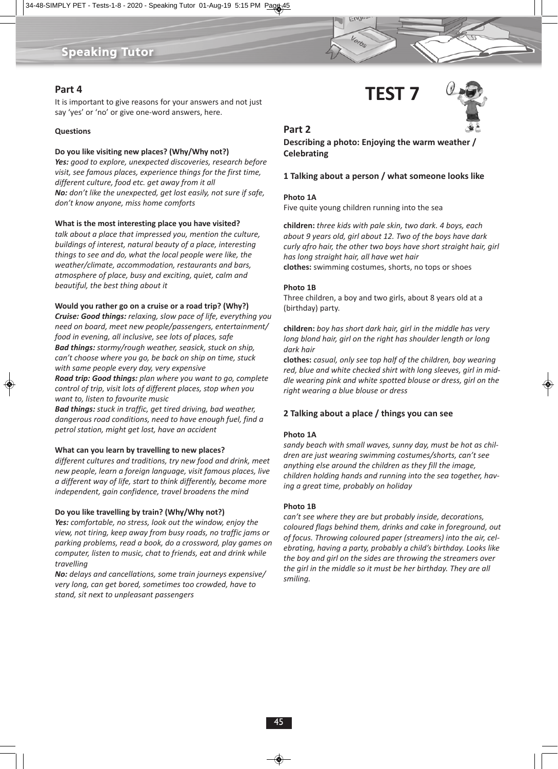## Part 4

It is important to give reasons for your answers and not just say 'yes' or 'no' or give one-word answers, here.

**Questions**

**Do you like visiting new places? (Why/Why not?)**
***Yes:*** *good to explore, unexpected discoveries, research before visit, see famous places, experience things for the first time, different culture, food etc. get away from it all*
***No:*** *don't like the unexpected, get lost easily, not sure if safe, don't know anyone, miss home comforts*

**What is the most interesting place you have visited?**
*talk about a place that impressed you, mention the culture, buildings of interest, natural beauty of a place, interesting things to see and do, what the local people were like, the weather/climate, accommodation, restaurants and bars, atmosphere of place, busy and exciting, quiet, calm and beautiful, the best thing about it*

**Would you rather go on a cruise or a road trip? (Why?)**
***Cruise: Good things:*** *relaxing, slow pace of life, everything you need on board, meet new people/passengers, entertainment/food in evening, all inclusive, see lots of places, safe*
***Bad things:*** *stormy/rough weather, seasick, stuck on ship, can't choose where you go, be back on ship on time, stuck with same people every day, very expensive*
***Road trip: Good things:*** *plan where you want to go, complete control of trip, visit lots of different places, stop when you want to, listen to favourite music*
***Bad things:*** *stuck in traffic, get tired driving, bad weather, dangerous road conditions, need to have enough fuel, find a petrol station, might get lost, have an accident*

**What can you learn by travelling to new places?**
*different cultures and traditions, try new food and drink, meet new people, learn a foreign language, visit famous places, live a different way of life, start to think differently, become more independent, gain confidence, travel broadens the mind*

**Do you like travelling by train? (Why/Why not?)**
***Yes:*** *comfortable, no stress, look out the window, enjoy the view, not tiring, keep away from busy roads, no traffic jams or parking problems, read a book, do a crossword, play games on computer, listen to music, chat to friends, eat and drink while travelling*
***No:*** *delays and cancellations, some train journeys expensive/very long, can get bored, sometimes too crowded, have to stand, sit next to unpleasant passengers*

# TEST 7

## Part 2

**Describing a photo: Enjoying the warm weather / Celebrating**

### 1 Talking about a person / what someone looks like

**Photo 1A**
Five quite young children running into the sea

**children:** *three kids with pale skin, two dark. 4 boys, each about 9 years old, girl about 12. Two of the boys have dark curly afro hair, the other two boys have short straight hair, girl has long straight hair, all have wet hair*
**clothes:** swimming costumes, shorts, no tops or shoes

**Photo 1B**
Three children, a boy and two girls, about 8 years old at a (birthday) party.

**children:** *boy has short dark hair, girl in the middle has very long blond hair, girl on the right has shoulder length or long dark hair*
**clothes:** *casual, only see top half of the children, boy wearing red, blue and white checked shirt with long sleeves, girl in middle wearing pink and white spotted blouse or dress, girl on the right wearing a blue blouse or dress*

### 2 Talking about a place / things you can see

**Photo 1A**
*sandy beach with small waves, sunny day, must be hot as children are just wearing swimming costumes/shorts, can't see anything else around the children as they fill the image, children holding hands and running into the sea together, having a great time, probably on holiday*

**Photo 1B**
*can't see where they are but probably inside, decorations, coloured flags behind them, drinks and cake in foreground, out of focus. Throwing coloured paper (streamers) into the air, celebrating, having a party, probably a child's birthday. Looks like the boy and girl on the sides are throwing the streamers over the girl in the middle so it must be her birthday. They are all smiling.*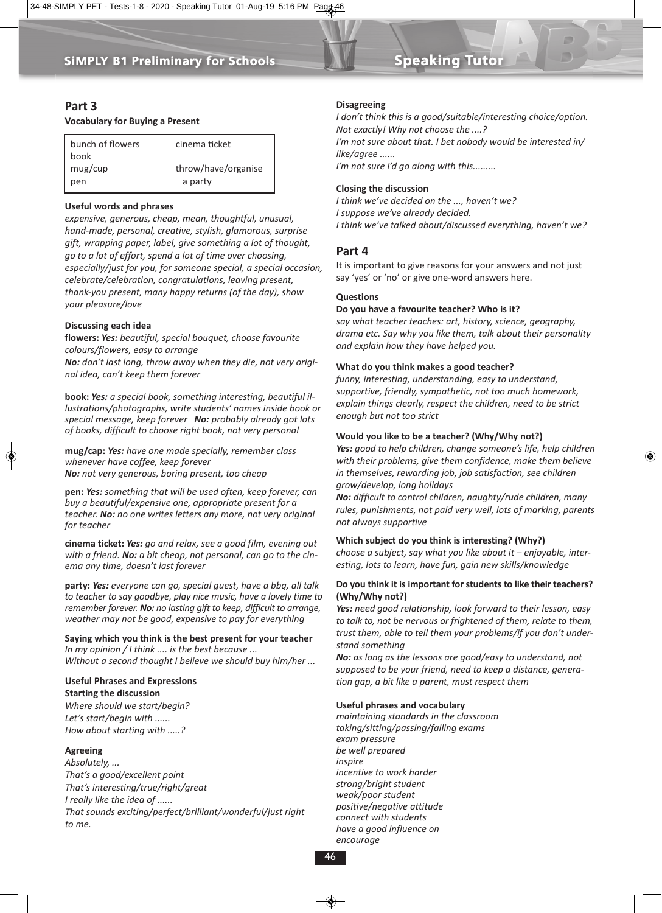## Part 3

**Vocabulary for Buying a Present**

| | |
|---|---|
| bunch of flowers | cinema ticket |
| book | |
| mug/cup | throw/have/organise |
| pen | a party |

**Useful words and phrases**

*expensive, generous, cheap, mean, thoughtful, unusual, hand-made, personal, creative, stylish, glamorous, surprise gift, wrapping paper, label, give something a lot of thought, go to a lot of effort, spend a lot of time over choosing, especially/just for you, for someone special, a special occasion, celebrate/celebration, congratulations, leaving present, thank-you present, many happy returns (of the day), show your pleasure/love*

**Discussing each idea**

**flowers:** ***Yes:*** *beautiful, special bouquet, choose favourite colours/flowers, easy to arrange*
***No:*** *don't last long, throw away when they die, not very original idea, can't keep them forever*

**book:** ***Yes:*** *a special book, something interesting, beautiful illustrations/photographs, write students' names inside book or special message, keep forever* ***No:*** *probably already got lots of books, difficult to choose right book, not very personal*

**mug/cap:** ***Yes:*** *have one made specially, remember class whenever have coffee, keep forever*
***No:*** *not very generous, boring present, too cheap*

**pen:** ***Yes:*** *something that will be used often, keep forever, can buy a beautiful/expensive one, appropriate present for a teacher.* ***No:*** *no one writes letters any more, not very original for teacher*

**cinema ticket:** ***Yes:*** *go and relax, see a good film, evening out with a friend.* ***No:*** *a bit cheap, not personal, can go to the cinema any time, doesn't last forever*

**party:** ***Yes:*** *everyone can go, special guest, have a bbq, all talk to teacher to say goodbye, play nice music, have a lovely time to remember forever.* ***No:*** *no lasting gift to keep, difficult to arrange, weather may not be good, expensive to pay for everything*

**Saying which you think is the best present for your teacher**

*In my opinion / I think .... is the best because ...*
*Without a second thought I believe we should buy him/her ...*

**Useful Phrases and Expressions**

**Starting the discussion**

*Where should we start/begin?*
*Let's start/begin with ......*
*How about starting with .....?*

**Agreeing**

*Absolutely, ...*
*That's a good/excellent point*
*That's interesting/true/right/great*
*I really like the idea of ......*
*That sounds exciting/perfect/brilliant/wonderful/just right to me.*

**Disagreeing**

*I don't think this is a good/suitable/interesting choice/option.*
*Not exactly! Why not choose the ....?*
*I'm not sure about that. I bet nobody would be interested in/like/agree ......*
*I'm not sure I'd go along with this.........*

**Closing the discussion**

*I think we've decided on the ..., haven't we?*
*I suppose we've already decided.*
*I think we've talked about/discussed everything, haven't we?*

## Part 4

It is important to give reasons for your answers and not just say 'yes' or 'no' or give one-word answers here.

**Questions**

**Do you have a favourite teacher? Who is it?**

*say what teacher teaches: art, history, science, geography, drama etc. Say why you like them, talk about their personality and explain how they have helped you.*

**What do you think makes a good teacher?**

*funny, interesting, understanding, easy to understand, supportive, friendly, sympathetic, not too much homework, explain things clearly, respect the children, need to be strict enough but not too strict*

**Would you like to be a teacher? (Why/Why not?)**

***Yes:*** *good to help children, change someone's life, help children with their problems, give them confidence, make them believe in themselves, rewarding job, job satisfaction, see children grow/develop, long holidays*
***No:*** *difficult to control children, naughty/rude children, many rules, punishments, not paid very well, lots of marking, parents not always supportive*

**Which subject do you think is interesting? (Why?)**

*choose a subject, say what you like about it – enjoyable, interesting, lots to learn, have fun, gain new skills/knowledge*

**Do you think it is important for students to like their teachers? (Why/Why not?)**

***Yes:*** *need good relationship, look forward to their lesson, easy to talk to, not be nervous or frightened of them, relate to them, trust them, able to tell them your problems/if you don't understand something*
***No:*** *as long as the lessons are good/easy to understand, not supposed to be your friend, need to keep a distance, generation gap, a bit like a parent, must respect them*

**Useful phrases and vocabulary**

*maintaining standards in the classroom*
*taking/sitting/passing/failing exams*
*exam pressure*
*be well prepared*
*inspire*
*incentive to work harder*
*strong/bright student*
*weak/poor student*
*positive/negative attitude*
*connect with students*
*have a good influence on*
*encourage*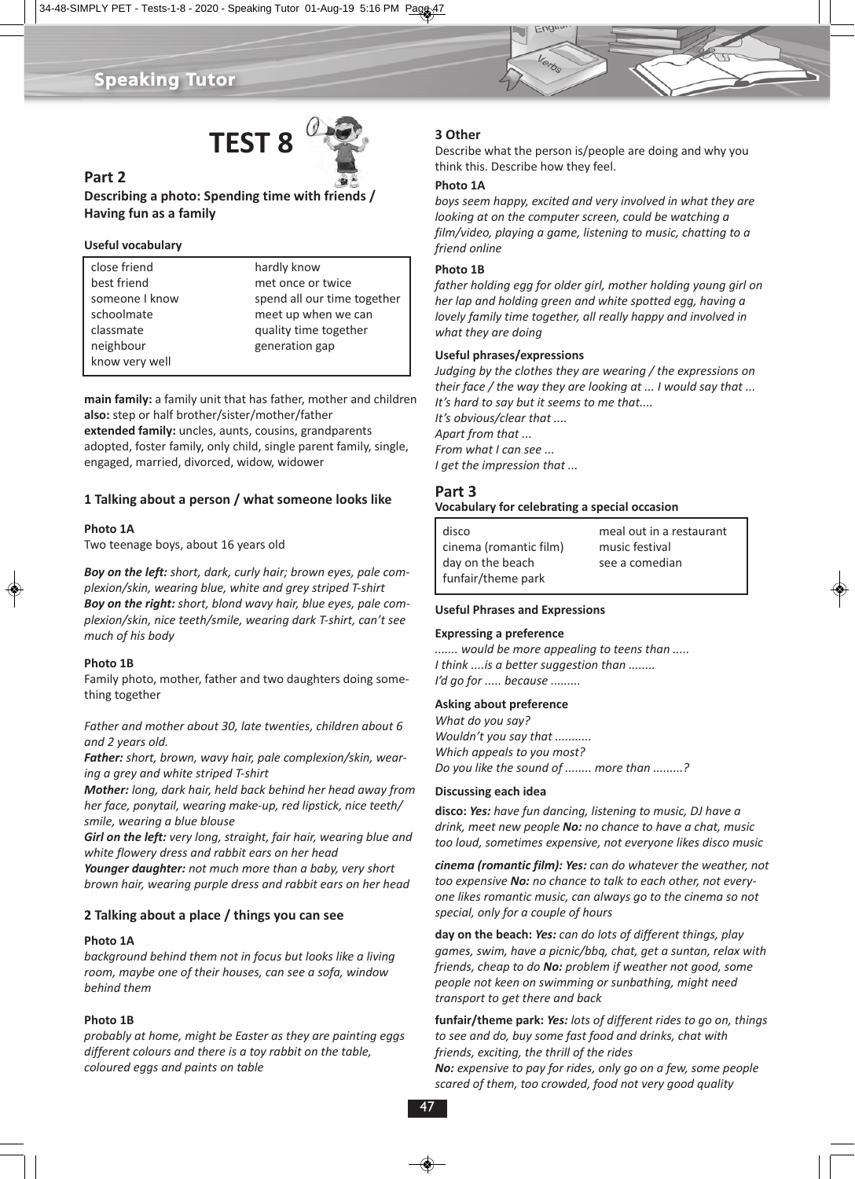# TEST 8

## Part 2

**Describing a photo: Spending time with friends / Having fun as a family**

### Useful vocabulary

| | |
|---|---|
| close friend | hardly know |
| best friend | met once or twice |
| someone I know | spend all our time together |
| schoolmate | meet up when we can |
| classmate | quality time together |
| neighbour | generation gap |
| know very well | |

**main family:** a family unit that has father, mother and children
**also:** step or half brother/sister/mother/father
**extended family:** uncles, aunts, cousins, grandparents
adopted, foster family, only child, single parent family, single, engaged, married, divorced, widow, widower

### 1 Talking about a person / what someone looks like

**Photo 1A**

Two teenage boys, about 16 years old

***Boy on the left:*** *short, dark, curly hair; brown eyes, pale complexion/skin, wearing blue, white and grey striped T-shirt*
***Boy on the right:*** *short, blond wavy hair, blue eyes, pale complexion/skin, nice teeth/smile, wearing dark T-shirt, can't see much of his body*

**Photo 1B**

Family photo, mother, father and two daughters doing something together

*Father and mother about 30, late twenties, children about 6 and 2 years old.*
***Father:*** *short, brown, wavy hair, pale complexion/skin, wearing a grey and white striped T-shirt*
***Mother:*** *long, dark hair, held back behind her head away from her face, ponytail, wearing make-up, red lipstick, nice teeth/smile, wearing a blue blouse*
***Girl on the left:*** *very long, straight, fair hair, wearing blue and white flowery dress and rabbit ears on her head*
***Younger daughter:*** *not much more than a baby, very short brown hair, wearing purple dress and rabbit ears on her head*

### 2 Talking about a place / things you can see

**Photo 1A**

*background behind them not in focus but looks like a living room, maybe one of their houses, can see a sofa, window behind them*

**Photo 1B**

*probably at home, might be Easter as they are painting eggs different colours and there is a toy rabbit on the table, coloured eggs and paints on table*

### 3 Other

Describe what the person is/people are doing and why you think this. Describe how they feel.

**Photo 1A**

*boys seem happy, excited and very involved in what they are looking at on the computer screen, could be watching a film/video, playing a game, listening to music, chatting to a friend online*

**Photo 1B**

*father holding egg for older girl, mother holding young girl on her lap and holding green and white spotted egg, having a lovely family time together, all really happy and involved in what they are doing*

**Useful phrases/expressions**

*Judging by the clothes they are wearing / the expressions on their face / the way they are looking at ... I would say that ...*
*It's hard to say but it seems to me that....*
*It's obvious/clear that ....*
*Apart from that ...*
*From what I can see ...*
*I get the impression that ...*

## Part 3

**Vocabulary for celebrating a special occasion**

| | |
|---|---|
| disco | meal out in a restaurant |
| cinema (romantic film) | music festival |
| day on the beach | see a comedian |
| funfair/theme park | |

### Useful Phrases and Expressions

**Expressing a preference**

*....... would be more appealing to teens than .....*
*I think ....is a better suggestion than ........*
*I'd go for ..... because .........*

**Asking about preference**

*What do you say?*
*Wouldn't you say that ...........*
*Which appeals to you most?*
*Do you like the sound of ........ more than .........?*

**Discussing each idea**

**disco:** ***Yes:*** *have fun dancing, listening to music, DJ have a drink, meet new people* ***No:*** *no chance to have a chat, music too loud, sometimes expensive, not everyone likes disco music*

***cinema (romantic film):*** ***Yes:*** *can do whatever the weather, not too expensive* ***No:*** *no chance to talk to each other, not everyone likes romantic music, can always go to the cinema so not special, only for a couple of hours*

**day on the beach:** ***Yes:*** *can do lots of different things, play games, swim, have a picnic/bbq, chat, get a suntan, relax with friends, cheap to do* ***No:*** *problem if weather not good, some people not keen on swimming or sunbathing, might need transport to get there and back*

**funfair/theme park:** ***Yes:*** *lots of different rides to go on, things to see and do, buy some fast food and drinks, chat with friends, exciting, the thrill of the rides*
***No:*** *expensive to pay for rides, only go on a few, some people scared of them, too crowded, food not very good quality*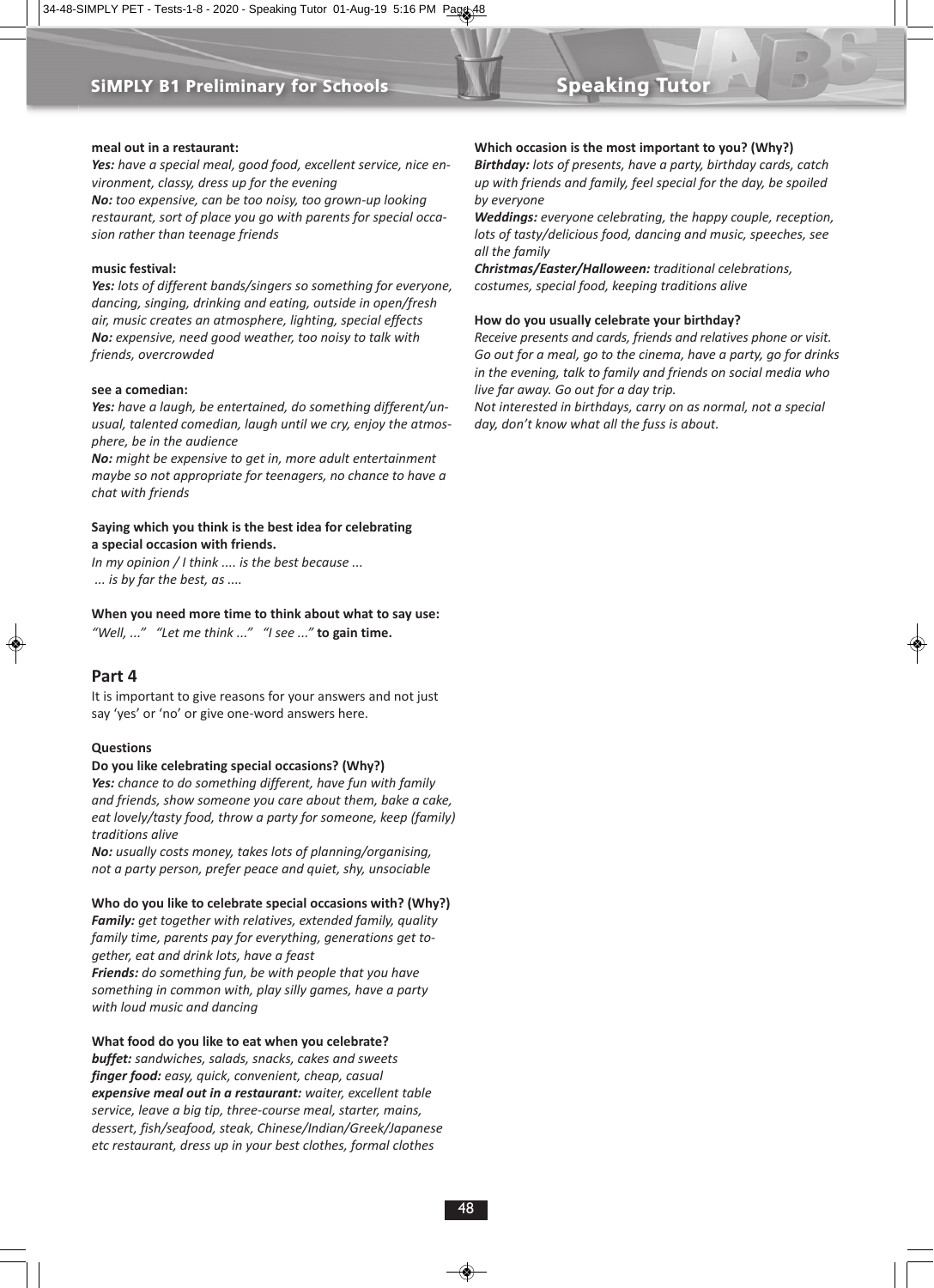**meal out in a restaurant:**
***Yes:*** *have a special meal, good food, excellent service, nice environment, classy, dress up for the evening*
***No:*** *too expensive, can be too noisy, too grown-up looking restaurant, sort of place you go with parents for special occasion rather than teenage friends*

**music festival:**
***Yes:*** *lots of different bands/singers so something for everyone, dancing, singing, drinking and eating, outside in open/fresh air, music creates an atmosphere, lighting, special effects*
***No:*** *expensive, need good weather, too noisy to talk with friends, overcrowded*

**see a comedian:**
***Yes:*** *have a laugh, be entertained, do something different/unusual, talented comedian, laugh until we cry, enjoy the atmosphere, be in the audience*
***No:*** *might be expensive to get in, more adult entertainment maybe so not appropriate for teenagers, no chance to have a chat with friends*

**Saying which you think is the best idea for celebrating a special occasion with friends.**
*In my opinion / I think .... is the best because ...*
*... is by far the best, as ....*

**When you need more time to think about what to say use:**
*"Well, ..." "Let me think ..." "I see ..."* **to gain time.**

## Part 4

It is important to give reasons for your answers and not just say 'yes' or 'no' or give one-word answers here.

**Questions**

**Do you like celebrating special occasions? (Why?)**
***Yes:*** *chance to do something different, have fun with family and friends, show someone you care about them, bake a cake, eat lovely/tasty food, throw a party for someone, keep (family) traditions alive*
***No:*** *usually costs money, takes lots of planning/organising, not a party person, prefer peace and quiet, shy, unsociable*

**Who do you like to celebrate special occasions with? (Why?)**
***Family:*** *get together with relatives, extended family, quality family time, parents pay for everything, generations get together, eat and drink lots, have a feast*
***Friends:*** *do something fun, be with people that you have something in common with, play silly games, have a party with loud music and dancing*

**What food do you like to eat when you celebrate?**
***buffet:*** *sandwiches, salads, snacks, cakes and sweets*
***finger food:*** *easy, quick, convenient, cheap, casual*
***expensive meal out in a restaurant:*** *waiter, excellent table service, leave a big tip, three-course meal, starter, mains, dessert, fish/seafood, steak, Chinese/Indian/Greek/Japanese etc restaurant, dress up in your best clothes, formal clothes*

**Which occasion is the most important to you? (Why?)**
***Birthday:*** *lots of presents, have a party, birthday cards, catch up with friends and family, feel special for the day, be spoiled by everyone*
***Weddings:*** *everyone celebrating, the happy couple, reception, lots of tasty/delicious food, dancing and music, speeches, see all the family*
***Christmas/Easter/Halloween:*** *traditional celebrations, costumes, special food, keeping traditions alive*

**How do you usually celebrate your birthday?**
*Receive presents and cards, friends and relatives phone or visit. Go out for a meal, go to the cinema, have a party, go for drinks in the evening, talk to family and friends on social media who live far away. Go out for a day trip.*
*Not interested in birthdays, carry on as normal, not a special day, don't know what all the fuss is about.*